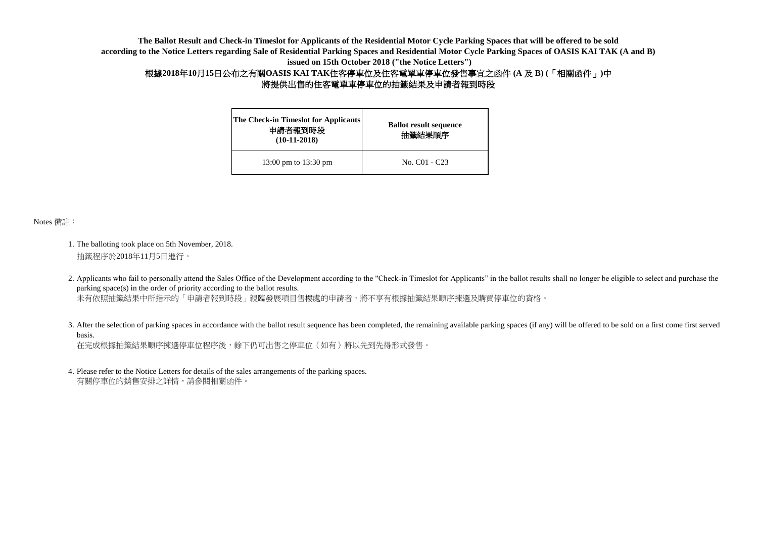**The Ballot Result and Check-in Timeslot for Applicants of the Residential Motor Cycle Parking Spaces that will be offered to be sold according to the Notice Letters regarding Sale of Residential Parking Spaces and Residential Motor Cycle Parking Spaces of OASIS KAI TAK (A and B) issued on 15th October 2018 ("the Notice Letters")**

**根據2018年10月15日公布之有關OASIS KAI TAK住客停車位及住客電單車停車位發售事宜之函件 (A 及 B) (「相關函件」)中將提供出售的住客電單車停車位的抽籤結果及申請者報到時段**

| **The Check-in Timeslot for Applicants 申請者報到時段 (10-11-2018)** | **Ballot result sequence 抽籤結果順序** |
|---|---|
| 13:00 pm to 13:30 pm | No. C01 - C23 |

Notes 備註：

1. The balloting took place on 5th November, 2018.
   抽籤程序於2018年11月5日進行。

2. Applicants who fail to personally attend the Sales Office of the Development according to the "Check-in Timeslot for Applicants" in the ballot results shall no longer be eligible to select and purchase the parking space(s) in the order of priority according to the ballot results.
   未有依照抽籤結果中所指示的「申請者報到時段」親臨發展項目售樓處的申請者，將不享有根據抽籤結果順序揀選及購買停車位的資格。

3. After the selection of parking spaces in accordance with the ballot result sequence has been completed, the remaining available parking spaces (if any) will be offered to be sold on a first come first served basis.
   在完成根據抽籤結果順序揀選停車位程序後，餘下仍可出售之停車位（如有）將以先到先得形式發售。

4. Please refer to the Notice Letters for details of the sales arrangements of the parking spaces.
   有關停車位的銷售安排之詳情，請參閱相關函件。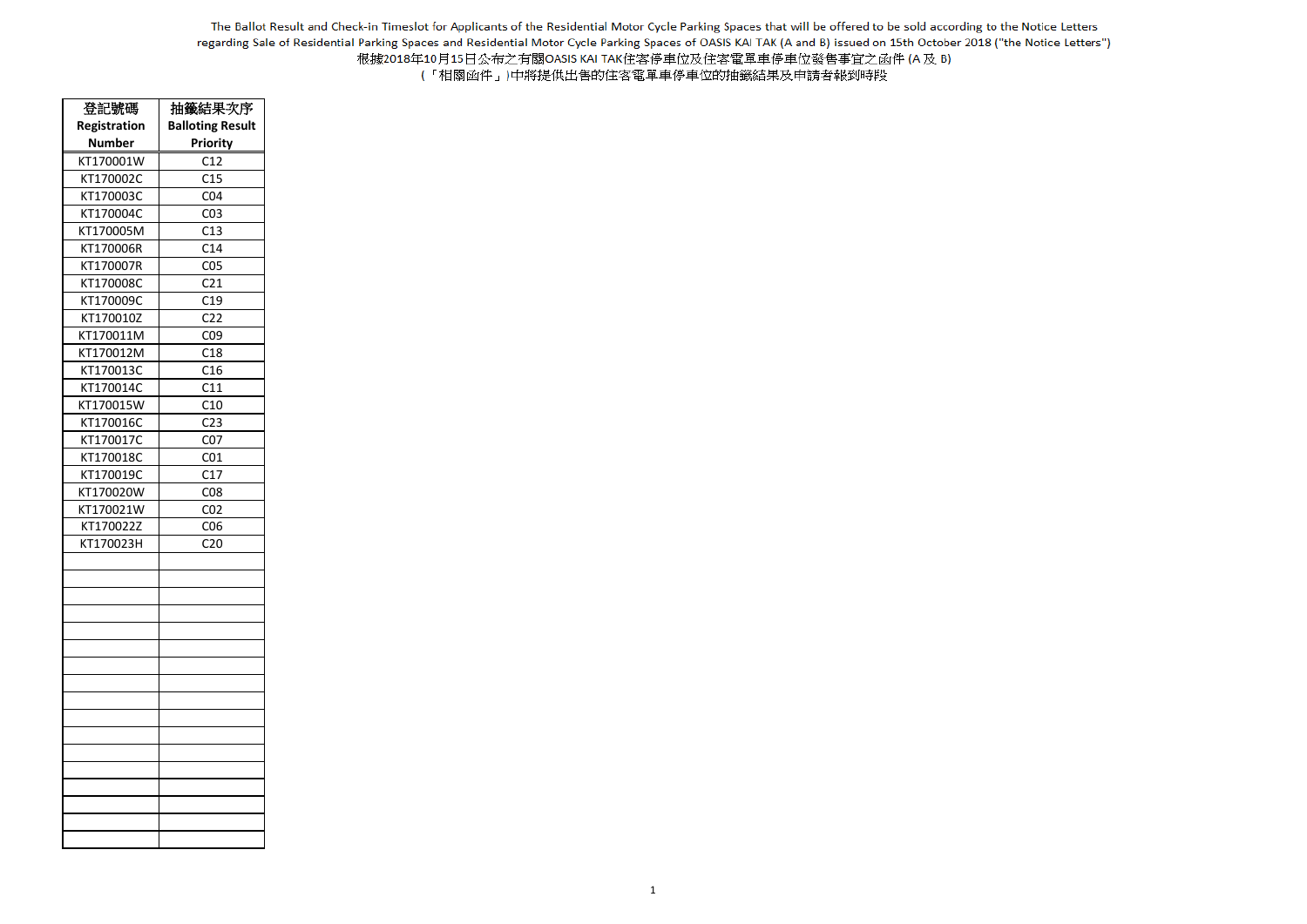The Ballot Result and Check-in Timeslot for Applicants of the Residential Motor Cycle Parking Spaces that will be offered to be sold according to the Notice Letters regarding Sale of Residential Parking Spaces and Residential Motor Cycle Parking Spaces of OASIS KAI TAK (A and B) issued on 15th October 2018 ("the Notice Letters")

根據2018年10月15日公布之有關OASIS KAI TAK住客停車位及住客電單車停車位發售事宜之函件 (A及 B)

(「相關函件」)中將提供出售的住客電單車停車位的抽籤結果及申請者報到時段

| 登記號碼 Registration Number | 抽籤結果次序 Balloting Result Priority |
|---|---|
| KT170001W | C12 |
| KT170002C | C15 |
| KT170003C | C04 |
| KT170004C | C03 |
| KT170005M | C13 |
| KT170006R | C14 |
| KT170007R | C05 |
| KT170008C | C21 |
| KT170009C | C19 |
| KT170010Z | C22 |
| KT170011M | C09 |
| KT170012M | C18 |
| KT170013C | C16 |
| KT170014C | C11 |
| KT170015W | C10 |
| KT170016C | C23 |
| KT170017C | C07 |
| KT170018C | C01 |
| KT170019C | C17 |
| KT170020W | C08 |
| KT170021W | C02 |
| KT170022Z | C06 |
| KT170023H | C20 |